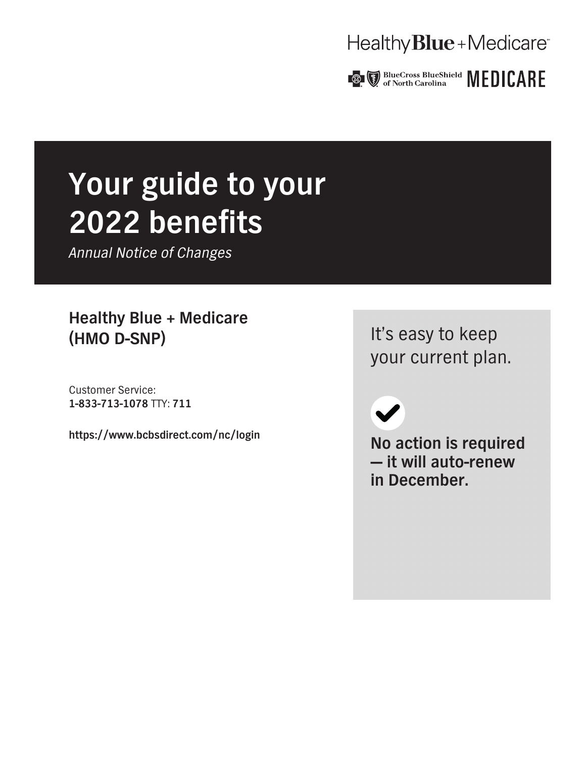Healthy **Blue** + Medicare℠

BlueCross BlueShield of North Carolina **MEDICARE**

# Your guide to your 2022 benefits

*Annual Notice of Changes*

## Healthy Blue + Medicare (HMO D-SNP)

Customer Service:
**1-833-713-1078** TTY: **711**

**https://www.bcbsdirect.com/nc/login**

It's easy to keep your current plan.

**No action is required — it will auto-renew in December.**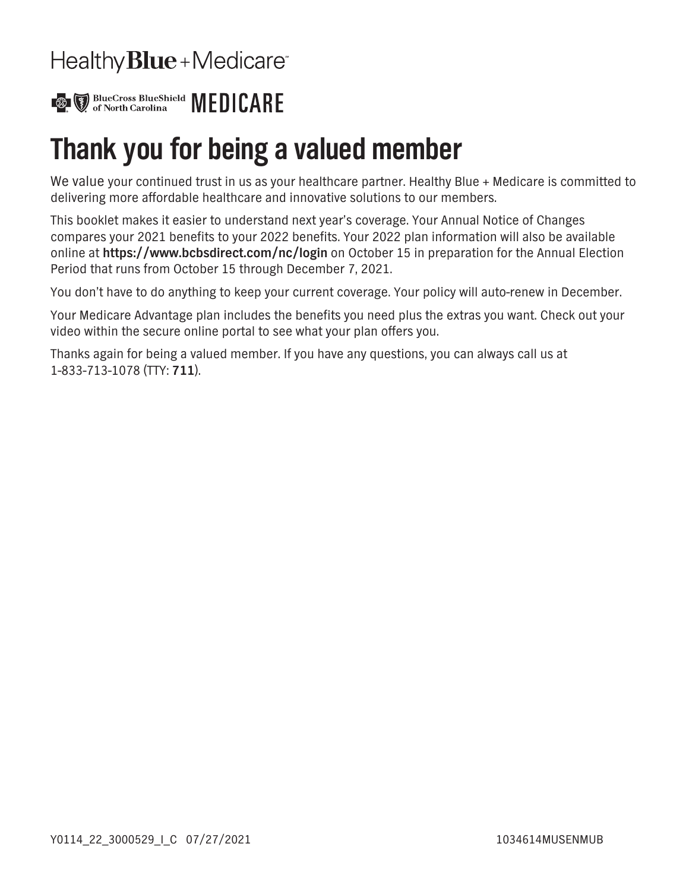Healthy Blue + Medicare℠

BlueCross BlueShield of North Carolina MEDICARE

# Thank you for being a valued member

We value your continued trust in us as your healthcare partner. Healthy Blue + Medicare is committed to delivering more affordable healthcare and innovative solutions to our members.

This booklet makes it easier to understand next year's coverage. Your Annual Notice of Changes compares your 2021 benefits to your 2022 benefits. Your 2022 plan information will also be available online at **https://www.bcbsdirect.com/nc/login** on October 15 in preparation for the Annual Election Period that runs from October 15 through December 7, 2021.

You don't have to do anything to keep your current coverage. Your policy will auto-renew in December.

Your Medicare Advantage plan includes the benefits you need plus the extras you want. Check out your video within the secure online portal to see what your plan offers you.

Thanks again for being a valued member. If you have any questions, you can always call us at 1-833-713-1078 (TTY: **711**).

Y0114_22_3000529_I_C 07/27/2021 1034614MUSENMUB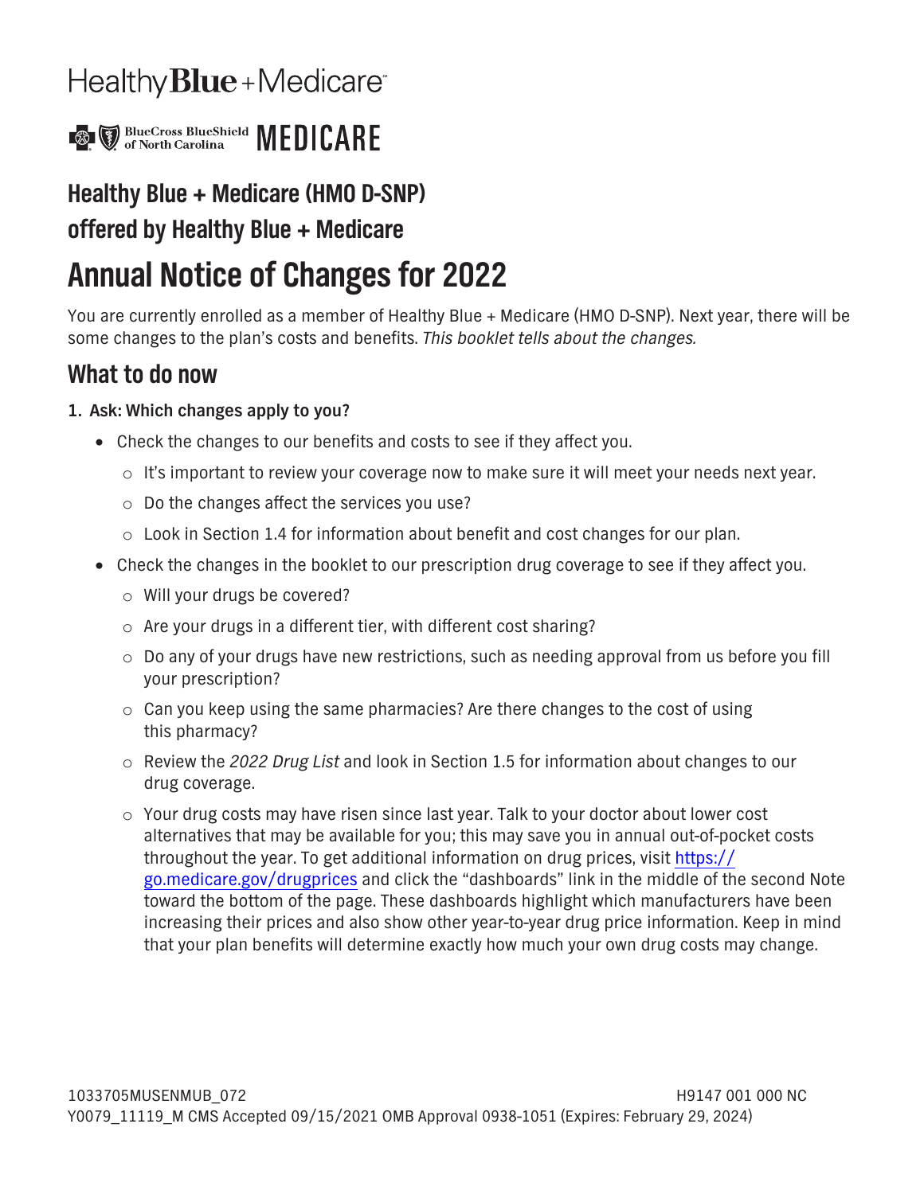HealthyBlue+Medicare

BlueCross BlueShield of North Carolina MEDICARE

## Healthy Blue + Medicare (HMO D-SNP)
## offered by Healthy Blue + Medicare

# Annual Notice of Changes for 2022

You are currently enrolled as a member of Healthy Blue + Medicare (HMO D-SNP). Next year, there will be some changes to the plan's costs and benefits. *This booklet tells about the changes.*

## What to do now

**1. Ask: Which changes apply to you?**

- Check the changes to our benefits and costs to see if they affect you.
  - It's important to review your coverage now to make sure it will meet your needs next year.
  - Do the changes affect the services you use?
  - Look in Section 1.4 for information about benefit and cost changes for our plan.
- Check the changes in the booklet to our prescription drug coverage to see if they affect you.
  - Will your drugs be covered?
  - Are your drugs in a different tier, with different cost sharing?
  - Do any of your drugs have new restrictions, such as needing approval from us before you fill your prescription?
  - Can you keep using the same pharmacies? Are there changes to the cost of using this pharmacy?
  - Review the *2022 Drug List* and look in Section 1.5 for information about changes to our drug coverage.
  - Your drug costs may have risen since last year. Talk to your doctor about lower cost alternatives that may be available for you; this may save you in annual out-of-pocket costs throughout the year. To get additional information on drug prices, visit https://go.medicare.gov/drugprices and click the "dashboards" link in the middle of the second Note toward the bottom of the page. These dashboards highlight which manufacturers have been increasing their prices and also show other year-to-year drug price information. Keep in mind that your plan benefits will determine exactly how much your own drug costs may change.

1033705MUSENMUB_072 H9147 001 000 NC
Y0079_11119_M CMS Accepted 09/15/2021 OMB Approval 0938-1051 (Expires: February 29, 2024)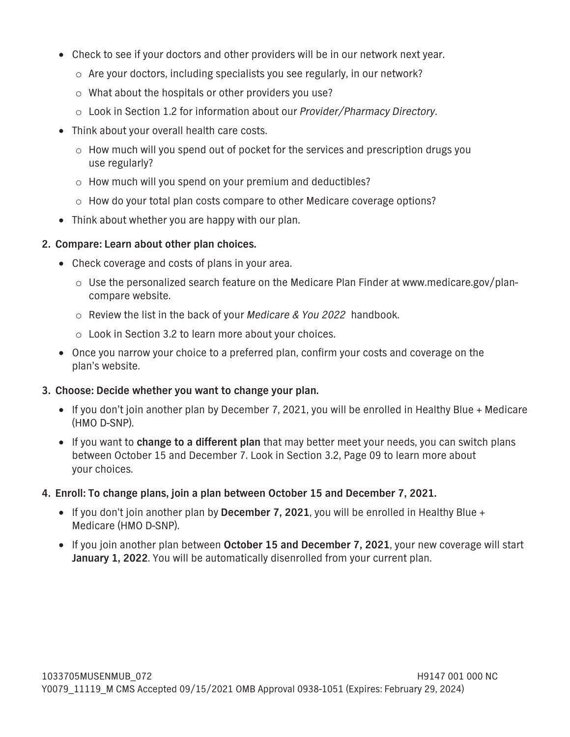- Check to see if your doctors and other providers will be in our network next year.
  - Are your doctors, including specialists you see regularly, in our network?
  - What about the hospitals or other providers you use?
  - Look in Section 1.2 for information about our *Provider/Pharmacy Directory*.
- Think about your overall health care costs.
  - How much will you spend out of pocket for the services and prescription drugs you use regularly?
  - How much will you spend on your premium and deductibles?
  - How do your total plan costs compare to other Medicare coverage options?
- Think about whether you are happy with our plan.

**2. Compare: Learn about other plan choices.**

- Check coverage and costs of plans in your area.
  - Use the personalized search feature on the Medicare Plan Finder at www.medicare.gov/plan-compare website.
  - Review the list in the back of your *Medicare & You 2022* handbook.
  - Look in Section 3.2 to learn more about your choices.
- Once you narrow your choice to a preferred plan, confirm your costs and coverage on the plan's website.

**3. Choose: Decide whether you want to change your plan.**

- If you don't join another plan by December 7, 2021, you will be enrolled in Healthy Blue + Medicare (HMO D-SNP).
- If you want to **change to a different plan** that may better meet your needs, you can switch plans between October 15 and December 7. Look in Section 3.2, Page 09 to learn more about your choices.

**4. Enroll: To change plans, join a plan between October 15 and December 7, 2021.**

- If you don't join another plan by **December 7, 2021**, you will be enrolled in Healthy Blue + Medicare (HMO D-SNP).
- If you join another plan between **October 15 and December 7, 2021**, your new coverage will start **January 1, 2022**. You will be automatically disenrolled from your current plan.

1033705MUSENMUB_072 H9147 001 000 NC
Y0079_11119_M CMS Accepted 09/15/2021 OMB Approval 0938-1051 (Expires: February 29, 2024)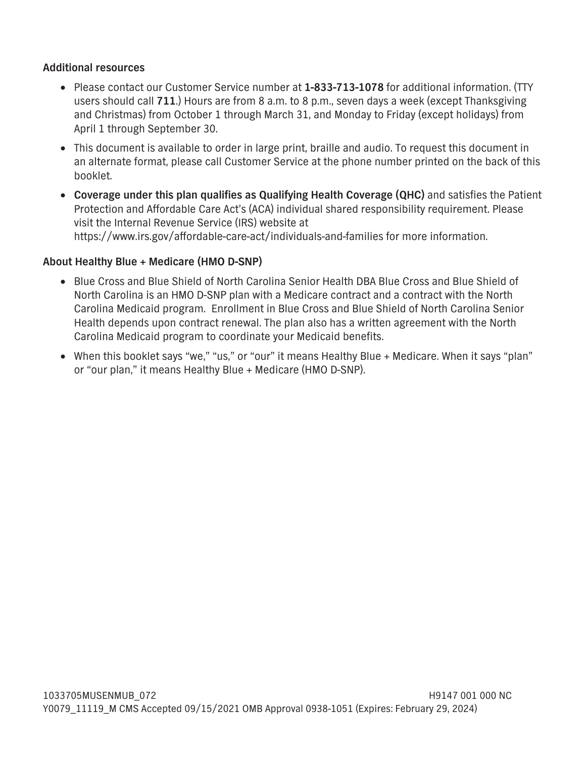### Additional resources

- Please contact our Customer Service number at **1-833-713-1078** for additional information. (TTY users should call **711**.) Hours are from 8 a.m. to 8 p.m., seven days a week (except Thanksgiving and Christmas) from October 1 through March 31, and Monday to Friday (except holidays) from April 1 through September 30.
- This document is available to order in large print, braille and audio. To request this document in an alternate format, please call Customer Service at the phone number printed on the back of this booklet.
- **Coverage under this plan qualifies as Qualifying Health Coverage (QHC)** and satisfies the Patient Protection and Affordable Care Act's (ACA) individual shared responsibility requirement. Please visit the Internal Revenue Service (IRS) website at https://www.irs.gov/affordable-care-act/individuals-and-families for more information.

### About Healthy Blue + Medicare (HMO D-SNP)

- Blue Cross and Blue Shield of North Carolina Senior Health DBA Blue Cross and Blue Shield of North Carolina is an HMO D-SNP plan with a Medicare contract and a contract with the North Carolina Medicaid program. Enrollment in Blue Cross and Blue Shield of North Carolina Senior Health depends upon contract renewal. The plan also has a written agreement with the North Carolina Medicaid program to coordinate your Medicaid benefits.
- When this booklet says "we," "us," or "our" it means Healthy Blue + Medicare. When it says "plan" or "our plan," it means Healthy Blue + Medicare (HMO D-SNP).

1033705MUSENMUB_072 H9147 001 000 NC
Y0079_11119_M CMS Accepted 09/15/2021 OMB Approval 0938-1051 (Expires: February 29, 2024)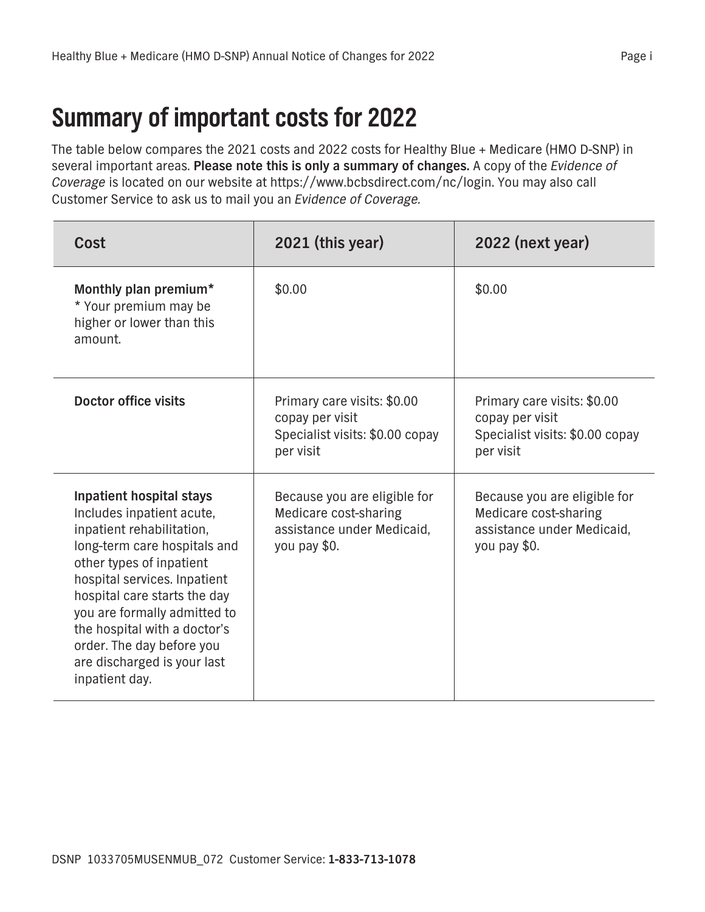# Summary of important costs for 2022

The table below compares the 2021 costs and 2022 costs for Healthy Blue + Medicare (HMO D-SNP) in several important areas. **Please note this is only a summary of changes.** A copy of the *Evidence of Coverage* is located on our website at https://www.bcbsdirect.com/nc/login. You may also call Customer Service to ask us to mail you an *Evidence of Coverage.*

| Cost | 2021 (this year) | 2022 (next year) |
|---|---|---|
| **Monthly plan premium***<br>* Your premium may be higher or lower than this amount. | $0.00 | $0.00 |
| **Doctor office visits** | Primary care visits: $0.00 copay per visit<br>Specialist visits: $0.00 copay per visit | Primary care visits: $0.00 copay per visit<br>Specialist visits: $0.00 copay per visit |
| **Inpatient hospital stays**<br>Includes inpatient acute, inpatient rehabilitation, long-term care hospitals and other types of inpatient hospital services. Inpatient hospital care starts the day you are formally admitted to the hospital with a doctor's order. The day before you are discharged is your last inpatient day. | Because you are eligible for Medicare cost-sharing assistance under Medicaid, you pay $0. | Because you are eligible for Medicare cost-sharing assistance under Medicaid, you pay $0. |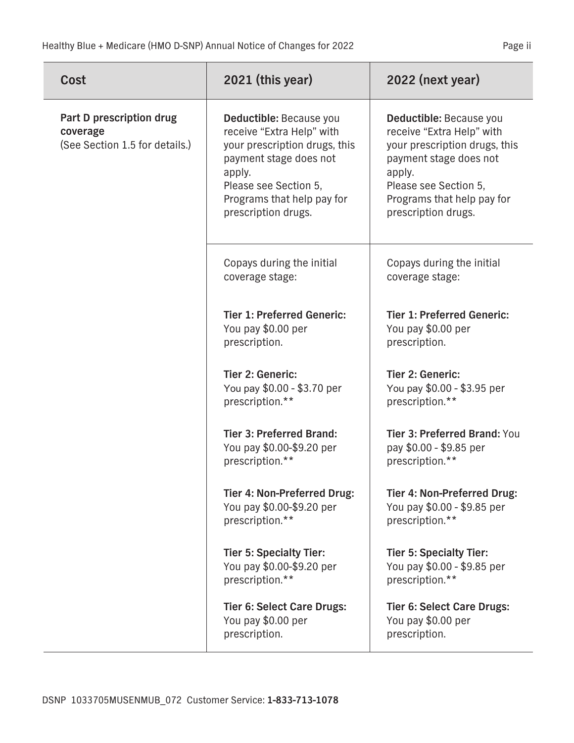| Cost | 2021 (this year) | 2022 (next year) |
| --- | --- | --- |
| **Part D prescription drug coverage** (See Section 1.5 for details.) | **Deductible:** Because you receive "Extra Help" with your prescription drugs, this payment stage does not apply.<br>Please see Section 5, Programs that help pay for prescription drugs. | **Deductible:** Because you receive "Extra Help" with your prescription drugs, this payment stage does not apply.<br>Please see Section 5, Programs that help pay for prescription drugs. |
| | Copays during the initial coverage stage:<br><br>**Tier 1: Preferred Generic:** You pay $0.00 per prescription.<br><br>**Tier 2: Generic:** You pay $0.00 - $3.70 per prescription.**<br><br>**Tier 3: Preferred Brand:** You pay $0.00-$9.20 per prescription.**<br><br>**Tier 4: Non-Preferred Drug:** You pay $0.00-$9.20 per prescription.**<br><br>**Tier 5: Specialty Tier:** You pay $0.00-$9.20 per prescription.**<br><br>**Tier 6: Select Care Drugs:** You pay $0.00 per prescription. | Copays during the initial coverage stage:<br><br>**Tier 1: Preferred Generic:** You pay $0.00 per prescription.<br><br>**Tier 2: Generic:** You pay $0.00 - $3.95 per prescription.**<br><br>**Tier 3: Preferred Brand:** You pay $0.00 - $9.85 per prescription.**<br><br>**Tier 4: Non-Preferred Drug:** You pay $0.00 - $9.85 per prescription.**<br><br>**Tier 5: Specialty Tier:** You pay $0.00 - $9.85 per prescription.**<br><br>**Tier 6: Select Care Drugs:** You pay $0.00 per prescription. |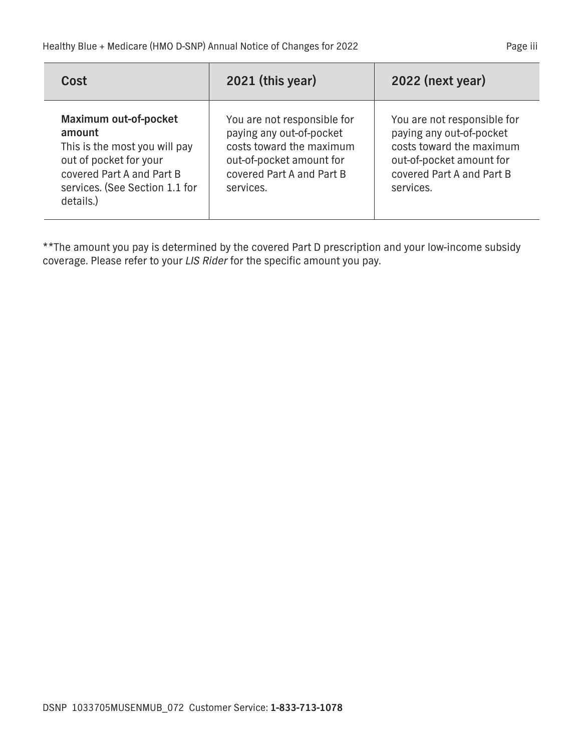| Cost | 2021 (this year) | 2022 (next year) |
|---|---|---|
| **Maximum out-of-pocket amount** This is the most you will pay out of pocket for your covered Part A and Part B services. (See Section 1.1 for details.) | You are not responsible for paying any out-of-pocket costs toward the maximum out-of-pocket amount for covered Part A and Part B services. | You are not responsible for paying any out-of-pocket costs toward the maximum out-of-pocket amount for covered Part A and Part B services. |

**The amount you pay is determined by the covered Part D prescription and your low-income subsidy coverage. Please refer to your *LIS Rider* for the specific amount you pay.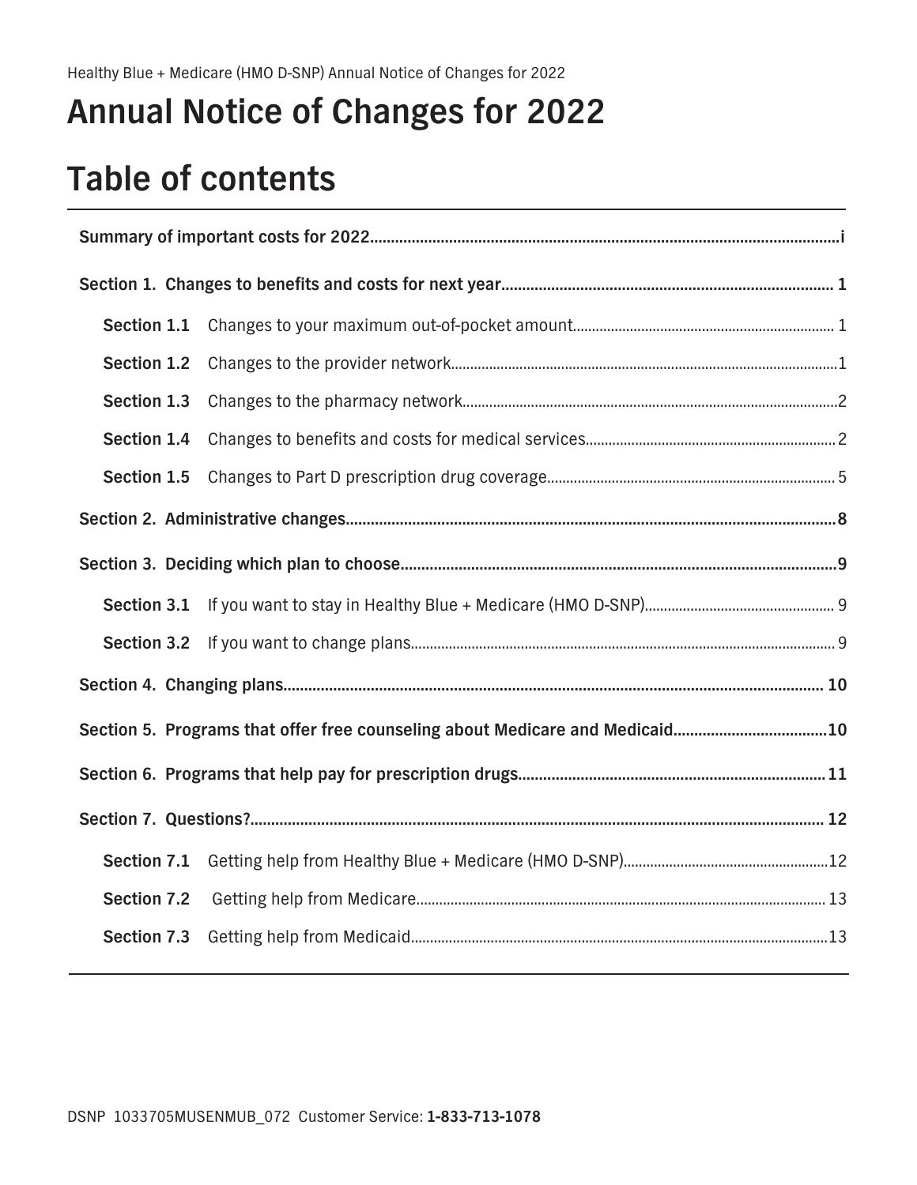# Annual Notice of Changes for 2022

# Table of contents

| | |
|---|---|
| **Summary of important costs for 2022** | **i** |
| **Section 1. Changes to benefits and costs for next year** | **1** |
| **Section 1.1** Changes to your maximum out-of-pocket amount | 1 |
| **Section 1.2** Changes to the provider network | 1 |
| **Section 1.3** Changes to the pharmacy network | 2 |
| **Section 1.4** Changes to benefits and costs for medical services | 2 |
| **Section 1.5** Changes to Part D prescription drug coverage | 5 |
| **Section 2. Administrative changes** | **8** |
| **Section 3. Deciding which plan to choose** | **9** |
| **Section 3.1** If you want to stay in Healthy Blue + Medicare (HMO D-SNP) | 9 |
| **Section 3.2** If you want to change plans | 9 |
| **Section 4. Changing plans** | **10** |
| **Section 5. Programs that offer free counseling about Medicare and Medicaid** | **10** |
| **Section 6. Programs that help pay for prescription drugs** | **11** |
| **Section 7. Questions?** | **12** |
| **Section 7.1** Getting help from Healthy Blue + Medicare (HMO D-SNP) | 12 |
| **Section 7.2** Getting help from Medicare | 13 |
| **Section 7.3** Getting help from Medicaid | 13 |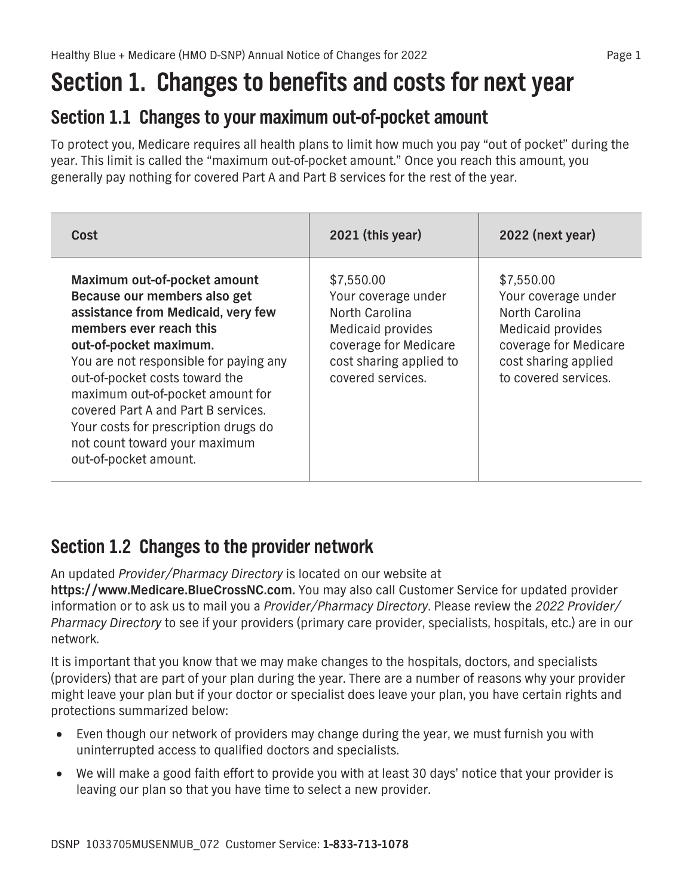# Section 1. Changes to benefits and costs for next year

## Section 1.1 Changes to your maximum out-of-pocket amount

To protect you, Medicare requires all health plans to limit how much you pay "out of pocket" during the year. This limit is called the "maximum out-of-pocket amount." Once you reach this amount, you generally pay nothing for covered Part A and Part B services for the rest of the year.

| Cost | 2021 (this year) | 2022 (next year) |
|---|---|---|
| **Maximum out-of-pocket amount** **Because our members also get assistance from Medicaid, very few members ever reach this out-of-pocket maximum.** You are not responsible for paying any out-of-pocket costs toward the maximum out-of-pocket amount for covered Part A and Part B services. Your costs for prescription drugs do not count toward your maximum out-of-pocket amount. | $7,550.00 Your coverage under North Carolina Medicaid provides coverage for Medicare cost sharing applied to covered services. | $7,550.00 Your coverage under North Carolina Medicaid provides coverage for Medicare cost sharing applied to covered services. |

## Section 1.2 Changes to the provider network

An updated *Provider/Pharmacy Directory* is located on our website at **https://www.Medicare.BlueCrossNC.com.** You may also call Customer Service for updated provider information or to ask us to mail you a *Provider/Pharmacy Directory*. Please review the *2022 Provider/Pharmacy Directory* to see if your providers (primary care provider, specialists, hospitals, etc.) are in our network.

It is important that you know that we may make changes to the hospitals, doctors, and specialists (providers) that are part of your plan during the year. There are a number of reasons why your provider might leave your plan but if your doctor or specialist does leave your plan, you have certain rights and protections summarized below:

- Even though our network of providers may change during the year, we must furnish you with uninterrupted access to qualified doctors and specialists.
- We will make a good faith effort to provide you with at least 30 days' notice that your provider is leaving our plan so that you have time to select a new provider.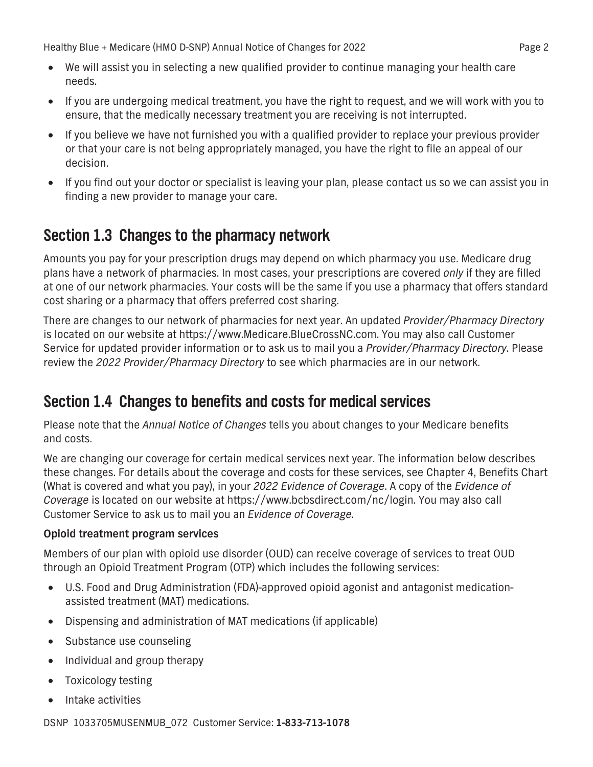- We will assist you in selecting a new qualified provider to continue managing your health care needs.
- If you are undergoing medical treatment, you have the right to request, and we will work with you to ensure, that the medically necessary treatment you are receiving is not interrupted.
- If you believe we have not furnished you with a qualified provider to replace your previous provider or that your care is not being appropriately managed, you have the right to file an appeal of our decision.
- If you find out your doctor or specialist is leaving your plan, please contact us so we can assist you in finding a new provider to manage your care.

## Section 1.3 Changes to the pharmacy network

Amounts you pay for your prescription drugs may depend on which pharmacy you use. Medicare drug plans have a network of pharmacies. In most cases, your prescriptions are covered *only* if they are filled at one of our network pharmacies. Your costs will be the same if you use a pharmacy that offers standard cost sharing or a pharmacy that offers preferred cost sharing.

There are changes to our network of pharmacies for next year. An updated *Provider/Pharmacy Directory* is located on our website at https://www.Medicare.BlueCrossNC.com. You may also call Customer Service for updated provider information or to ask us to mail you a *Provider/Pharmacy Directory*. Please review the *2022 Provider/Pharmacy Directory* to see which pharmacies are in our network.

## Section 1.4 Changes to benefits and costs for medical services

Please note that the *Annual Notice of Changes* tells you about changes to your Medicare benefits and costs.

We are changing our coverage for certain medical services next year. The information below describes these changes. For details about the coverage and costs for these services, see Chapter 4, Benefits Chart (What is covered and what you pay), in your *2022 Evidence of Coverage*. A copy of the *Evidence of Coverage* is located on our website at https://www.bcbsdirect.com/nc/login. You may also call Customer Service to ask us to mail you an *Evidence of Coverage.*

**Opioid treatment program services**

Members of our plan with opioid use disorder (OUD) can receive coverage of services to treat OUD through an Opioid Treatment Program (OTP) which includes the following services:

- U.S. Food and Drug Administration (FDA)-approved opioid agonist and antagonist medication-assisted treatment (MAT) medications.
- Dispensing and administration of MAT medications (if applicable)
- Substance use counseling
- Individual and group therapy
- Toxicology testing
- Intake activities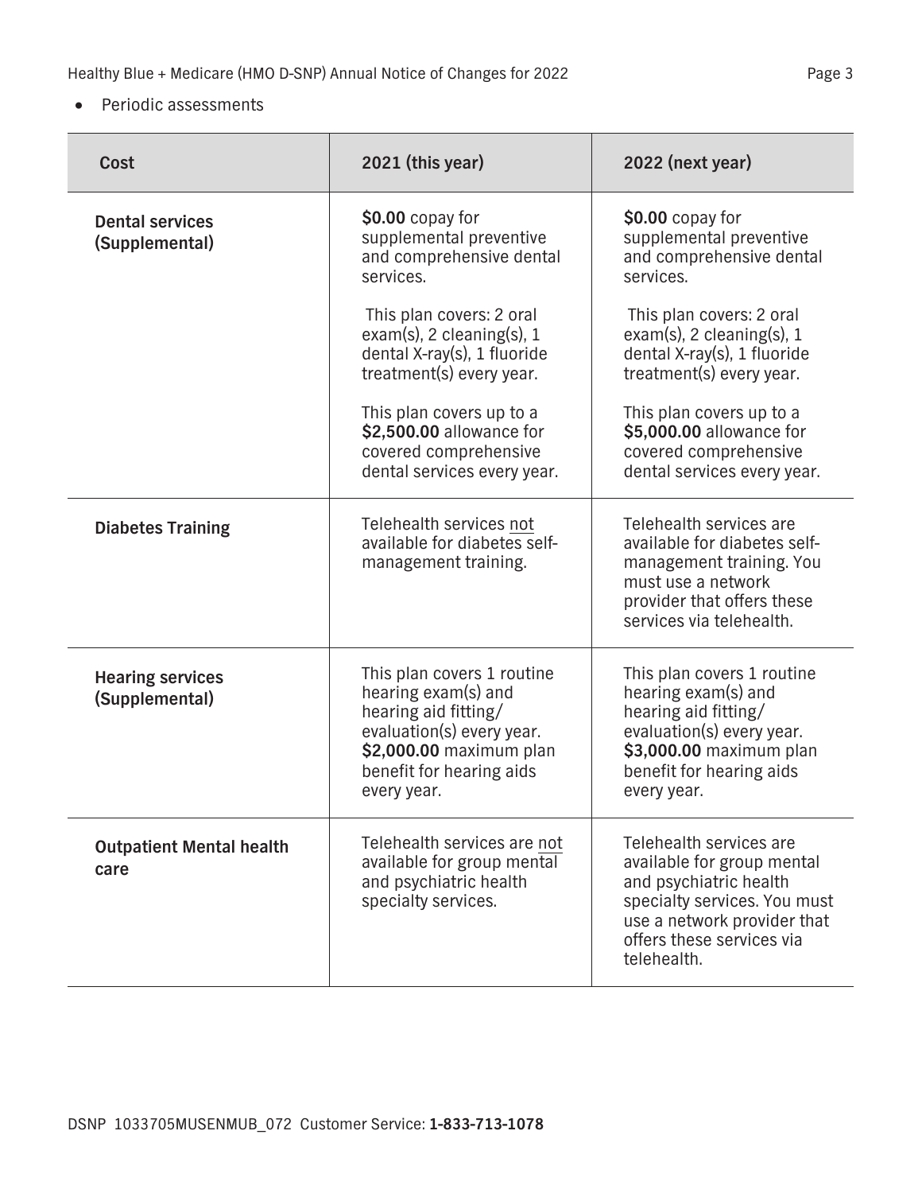- Periodic assessments

| Cost | 2021 (this year) | 2022 (next year) |
|---|---|---|
| **Dental services (Supplemental)** | **$0.00** copay for supplemental preventive and comprehensive dental services.<br><br>This plan covers: 2 oral exam(s), 2 cleaning(s), 1 dental X-ray(s), 1 fluoride treatment(s) every year.<br><br>This plan covers up to a **$2,500.00** allowance for covered comprehensive dental services every year. | **$0.00** copay for supplemental preventive and comprehensive dental services.<br><br>This plan covers: 2 oral exam(s), 2 cleaning(s), 1 dental X-ray(s), 1 fluoride treatment(s) every year.<br><br>This plan covers up to a **$5,000.00** allowance for covered comprehensive dental services every year. |
| **Diabetes Training** | Telehealth services <u>not</u> available for diabetes self-management training. | Telehealth services are available for diabetes self-management training. You must use a network provider that offers these services via telehealth. |
| **Hearing services (Supplemental)** | This plan covers 1 routine hearing exam(s) and hearing aid fitting/ evaluation(s) every year. **$2,000.00** maximum plan benefit for hearing aids every year. | This plan covers 1 routine hearing exam(s) and hearing aid fitting/ evaluation(s) every year. **$3,000.00** maximum plan benefit for hearing aids every year. |
| **Outpatient Mental health care** | Telehealth services are <u>not</u> available for group mental and psychiatric health specialty services. | Telehealth services are available for group mental and psychiatric health specialty services. You must use a network provider that offers these services via telehealth. |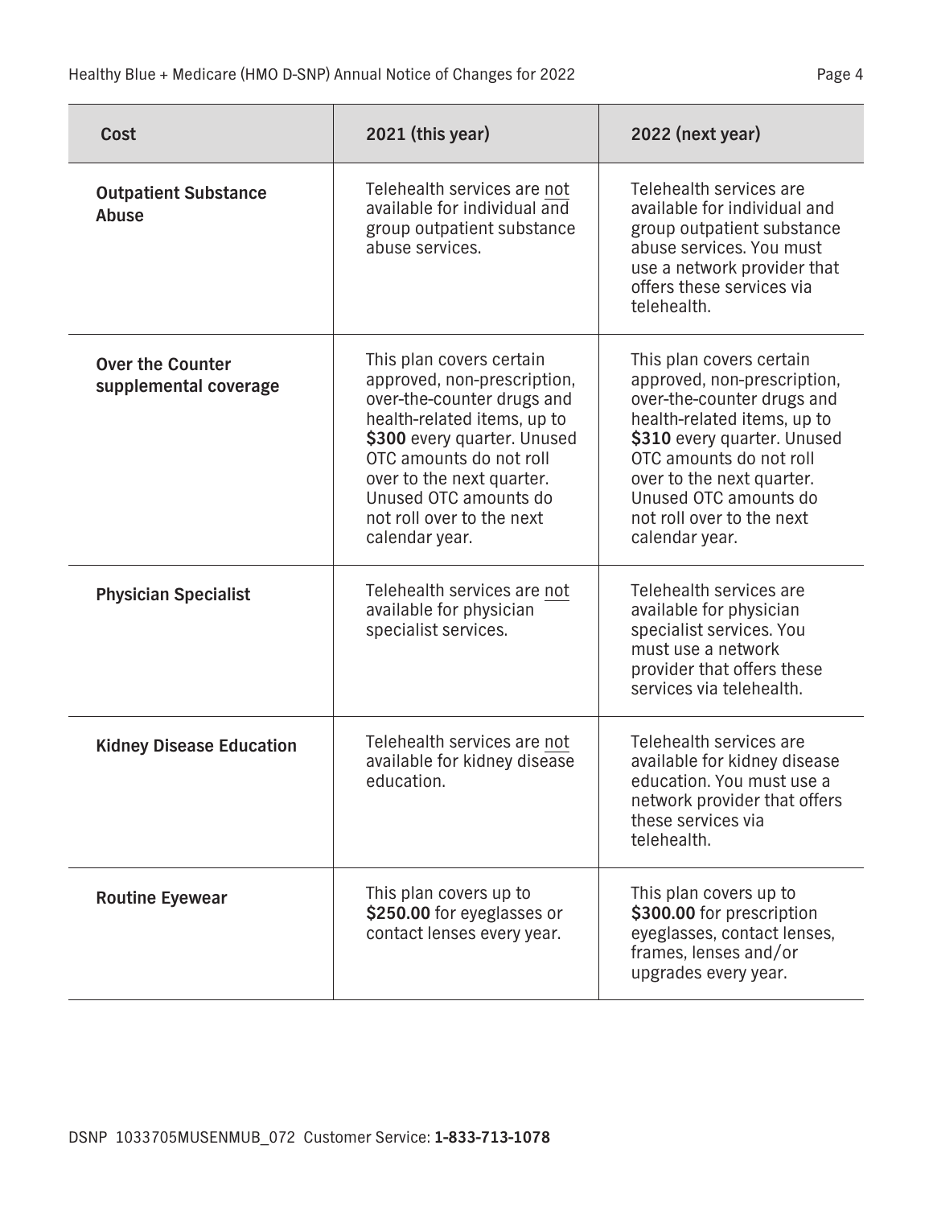| Cost | 2021 (this year) | 2022 (next year) |
|---|---|---|
| **Outpatient Substance Abuse** | Telehealth services are not available for individual and group outpatient substance abuse services. | Telehealth services are available for individual and group outpatient substance abuse services. You must use a network provider that offers these services via telehealth. |
| **Over the Counter supplemental coverage** | This plan covers certain approved, non-prescription, over-the-counter drugs and health-related items, up to **$300** every quarter. Unused OTC amounts do not roll over to the next quarter. Unused OTC amounts do not roll over to the next calendar year. | This plan covers certain approved, non-prescription, over-the-counter drugs and health-related items, up to **$310** every quarter. Unused OTC amounts do not roll over to the next quarter. Unused OTC amounts do not roll over to the next calendar year. |
| **Physician Specialist** | Telehealth services are not available for physician specialist services. | Telehealth services are available for physician specialist services. You must use a network provider that offers these services via telehealth. |
| **Kidney Disease Education** | Telehealth services are not available for kidney disease education. | Telehealth services are available for kidney disease education. You must use a network provider that offers these services via telehealth. |
| **Routine Eyewear** | This plan covers up to **$250.00** for eyeglasses or contact lenses every year. | This plan covers up to **$300.00** for prescription eyeglasses, contact lenses, frames, lenses and/or upgrades every year. |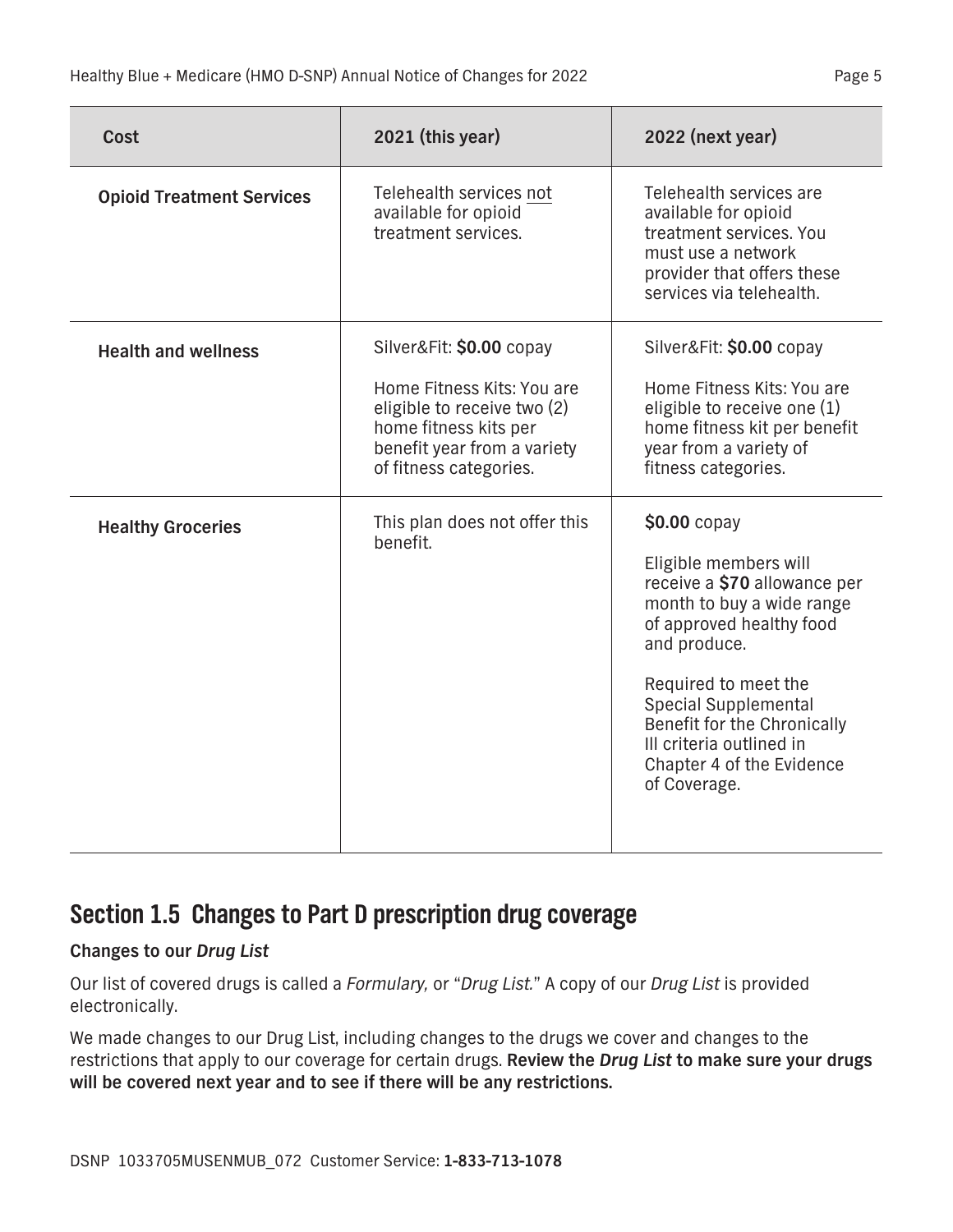| Cost | 2021 (this year) | 2022 (next year) |
|---|---|---|
| **Opioid Treatment Services** | Telehealth services not available for opioid treatment services. | Telehealth services are available for opioid treatment services. You must use a network provider that offers these services via telehealth. |
| **Health and wellness** | Silver&Fit: **$0.00** copay<br><br>Home Fitness Kits: You are eligible to receive two (2) home fitness kits per benefit year from a variety of fitness categories. | Silver&Fit: **$0.00** copay<br><br>Home Fitness Kits: You are eligible to receive one (1) home fitness kit per benefit year from a variety of fitness categories. |
| **Healthy Groceries** | This plan does not offer this benefit. | **$0.00** copay<br><br>Eligible members will receive a **$70** allowance per month to buy a wide range of approved healthy food and produce.<br><br>Required to meet the Special Supplemental Benefit for the Chronically Ill criteria outlined in Chapter 4 of the Evidence of Coverage. |

## Section 1.5 Changes to Part D prescription drug coverage

**Changes to our *Drug List***

Our list of covered drugs is called a *Formulary,* or "*Drug List.*" A copy of our *Drug List* is provided electronically.

We made changes to our Drug List, including changes to the drugs we cover and changes to the restrictions that apply to our coverage for certain drugs. **Review the *Drug List* to make sure your drugs will be covered next year and to see if there will be any restrictions.**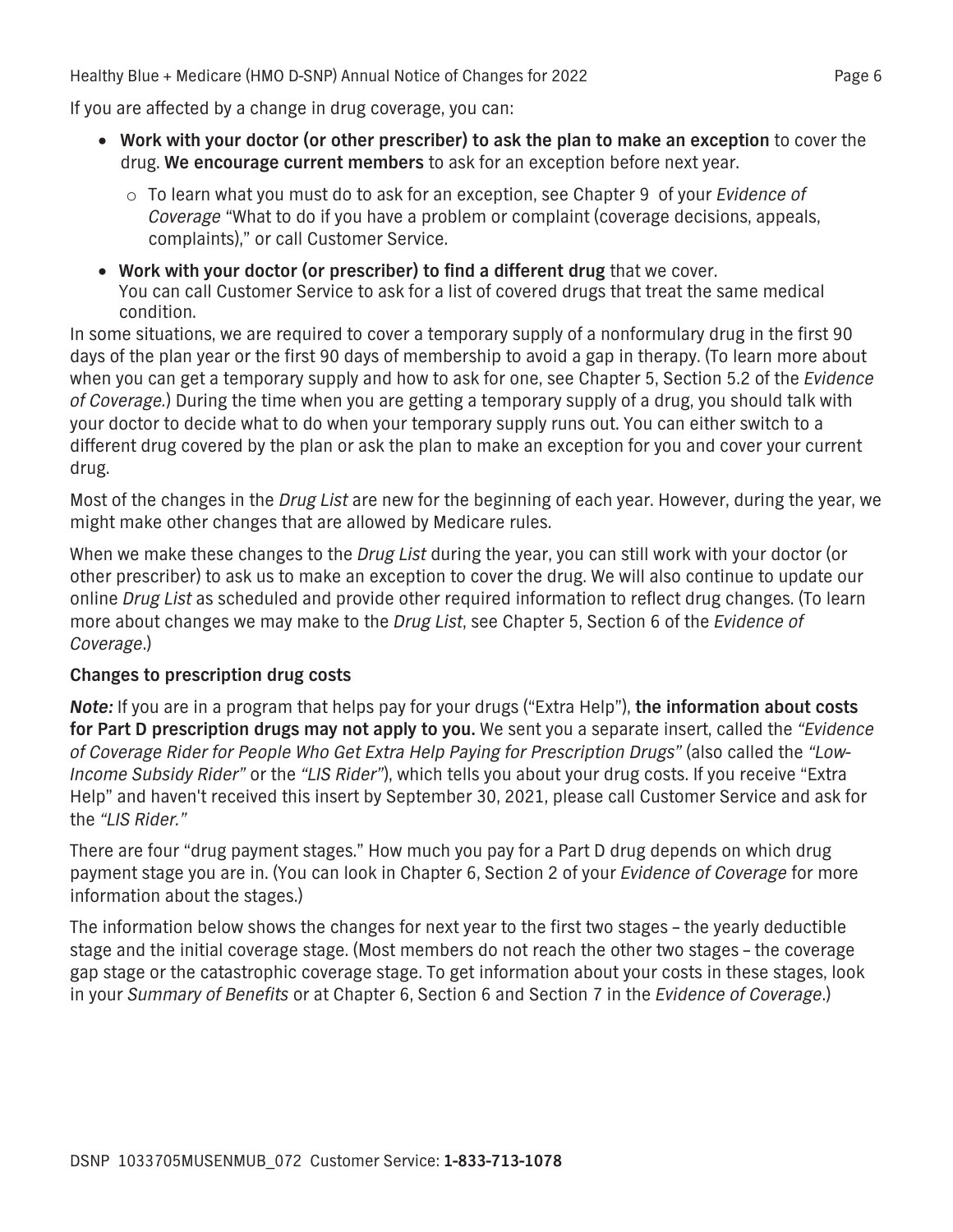If you are affected by a change in drug coverage, you can:

- **Work with your doctor (or other prescriber) to ask the plan to make an exception** to cover the drug. **We encourage current members** to ask for an exception before next year.
  - To learn what you must do to ask for an exception, see Chapter 9 of your *Evidence of Coverage* "What to do if you have a problem or complaint (coverage decisions, appeals, complaints)," or call Customer Service.
- **Work with your doctor (or prescriber) to find a different drug** that we cover. You can call Customer Service to ask for a list of covered drugs that treat the same medical condition.

In some situations, we are required to cover a temporary supply of a nonformulary drug in the first 90 days of the plan year or the first 90 days of membership to avoid a gap in therapy. (To learn more about when you can get a temporary supply and how to ask for one, see Chapter 5, Section 5.2 of the *Evidence of Coverage.*) During the time when you are getting a temporary supply of a drug, you should talk with your doctor to decide what to do when your temporary supply runs out. You can either switch to a different drug covered by the plan or ask the plan to make an exception for you and cover your current drug.

Most of the changes in the *Drug List* are new for the beginning of each year. However, during the year, we might make other changes that are allowed by Medicare rules.

When we make these changes to the *Drug List* during the year, you can still work with your doctor (or other prescriber) to ask us to make an exception to cover the drug. We will also continue to update our online *Drug List* as scheduled and provide other required information to reflect drug changes. (To learn more about changes we may make to the *Drug List*, see Chapter 5, Section 6 of the *Evidence of Coverage*.)

**Changes to prescription drug costs**

***Note:*** If you are in a program that helps pay for your drugs ("Extra Help"), **the information about costs for Part D prescription drugs may not apply to you.** We sent you a separate insert, called the *"Evidence of Coverage Rider for People Who Get Extra Help Paying for Prescription Drugs"* (also called the *"Low-Income Subsidy Rider"* or the *"LIS Rider"*), which tells you about your drug costs. If you receive "Extra Help" and haven't received this insert by September 30, 2021, please call Customer Service and ask for the *"LIS Rider."*

There are four "drug payment stages." How much you pay for a Part D drug depends on which drug payment stage you are in. (You can look in Chapter 6, Section 2 of your *Evidence of Coverage* for more information about the stages.)

The information below shows the changes for next year to the first two stages – the yearly deductible stage and the initial coverage stage. (Most members do not reach the other two stages – the coverage gap stage or the catastrophic coverage stage. To get information about your costs in these stages, look in your *Summary of Benefits* or at Chapter 6, Section 6 and Section 7 in the *Evidence of Coverage*.)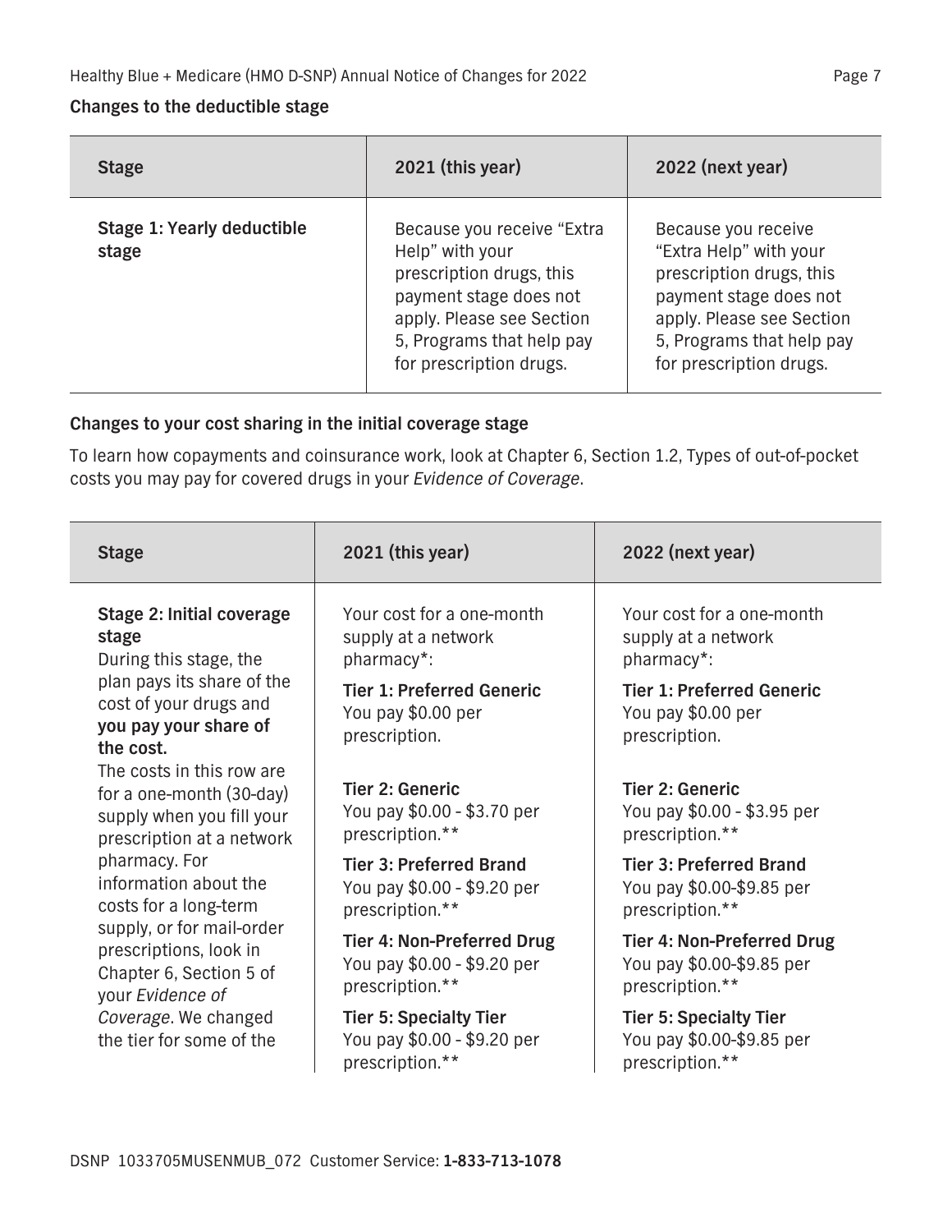**Changes to the deductible stage**

| Stage | 2021 (this year) | 2022 (next year) |
|---|---|---|
| **Stage 1: Yearly deductible stage** | Because you receive "Extra Help" with your prescription drugs, this payment stage does not apply. Please see Section 5, Programs that help pay for prescription drugs. | Because you receive "Extra Help" with your prescription drugs, this payment stage does not apply. Please see Section 5, Programs that help pay for prescription drugs. |

**Changes to your cost sharing in the initial coverage stage**

To learn how copayments and coinsurance work, look at Chapter 6, Section 1.2, Types of out-of-pocket costs you may pay for covered drugs in your *Evidence of Coverage*.

| Stage | 2021 (this year) | 2022 (next year) |
|---|---|---|
| **Stage 2: Initial coverage stage**<br>During this stage, the plan pays its share of the cost of your drugs and **you pay your share of the cost.**<br>The costs in this row are for a one-month (30-day) supply when you fill your prescription at a network pharmacy. For information about the costs for a long-term supply, or for mail-order prescriptions, look in Chapter 6, Section 5 of your *Evidence of Coverage.* We changed the tier for some of the | Your cost for a one-month supply at a network pharmacy*:<br>**Tier 1: Preferred Generic**<br>You pay $0.00 per prescription.<br>**Tier 2: Generic**<br>You pay $0.00 - $3.70 per prescription.**<br>**Tier 3: Preferred Brand**<br>You pay $0.00 - $9.20 per prescription.**<br>**Tier 4: Non-Preferred Drug**<br>You pay $0.00 - $9.20 per prescription.**<br>**Tier 5: Specialty Tier**<br>You pay $0.00 - $9.20 per prescription.** | Your cost for a one-month supply at a network pharmacy*:<br>**Tier 1: Preferred Generic**<br>You pay $0.00 per prescription.<br>**Tier 2: Generic**<br>You pay $0.00 - $3.95 per prescription.**<br>**Tier 3: Preferred Brand**<br>You pay $0.00-$9.85 per prescription.**<br>**Tier 4: Non-Preferred Drug**<br>You pay $0.00-$9.85 per prescription.**<br>**Tier 5: Specialty Tier**<br>You pay $0.00-$9.85 per prescription.** |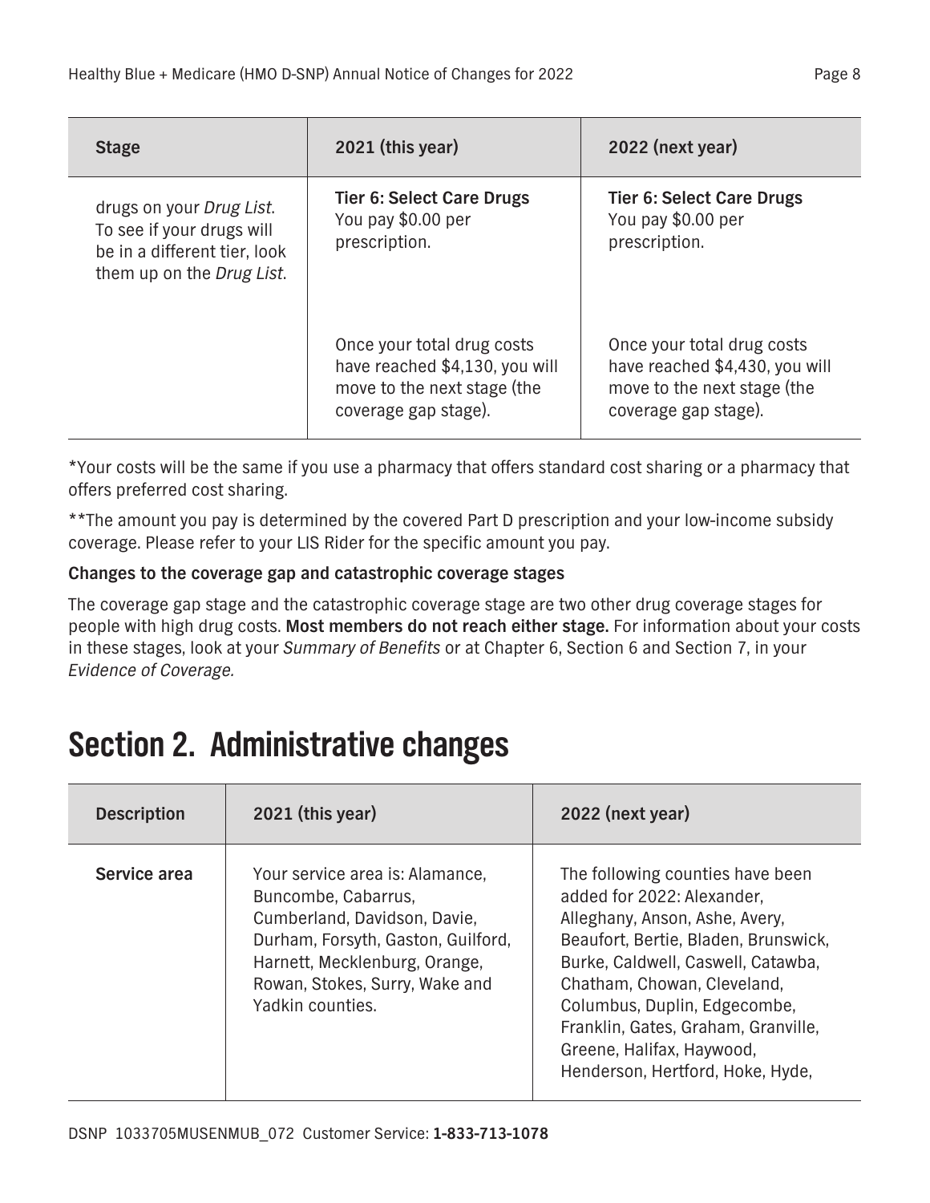| Stage | 2021 (this year) | 2022 (next year) |
|---|---|---|
| drugs on your *Drug List*. To see if your drugs will be in a different tier, look them up on the *Drug List*. | **Tier 6: Select Care Drugs** You pay $0.00 per prescription.<br><br>Once your total drug costs have reached $4,130, you will move to the next stage (the coverage gap stage). | **Tier 6: Select Care Drugs** You pay $0.00 per prescription.<br><br>Once your total drug costs have reached $4,430, you will move to the next stage (the coverage gap stage). |

*Your costs will be the same if you use a pharmacy that offers standard cost sharing or a pharmacy that offers preferred cost sharing.

**The amount you pay is determined by the covered Part D prescription and your low-income subsidy coverage. Please refer to your LIS Rider for the specific amount you pay.

**Changes to the coverage gap and catastrophic coverage stages**

The coverage gap stage and the catastrophic coverage stage are two other drug coverage stages for people with high drug costs. **Most members do not reach either stage.** For information about your costs in these stages, look at your *Summary of Benefits* or at Chapter 6, Section 6 and Section 7, in your *Evidence of Coverage.*

# Section 2. Administrative changes

| Description | 2021 (this year) | 2022 (next year) |
|---|---|---|
| **Service area** | Your service area is: Alamance, Buncombe, Cabarrus, Cumberland, Davidson, Davie, Durham, Forsyth, Gaston, Guilford, Harnett, Mecklenburg, Orange, Rowan, Stokes, Surry, Wake and Yadkin counties. | The following counties have been added for 2022: Alexander, Alleghany, Anson, Ashe, Avery, Beaufort, Bertie, Bladen, Brunswick, Burke, Caldwell, Caswell, Catawba, Chatham, Chowan, Cleveland, Columbus, Duplin, Edgecombe, Franklin, Gates, Graham, Granville, Greene, Halifax, Haywood, Henderson, Hertford, Hoke, Hyde, |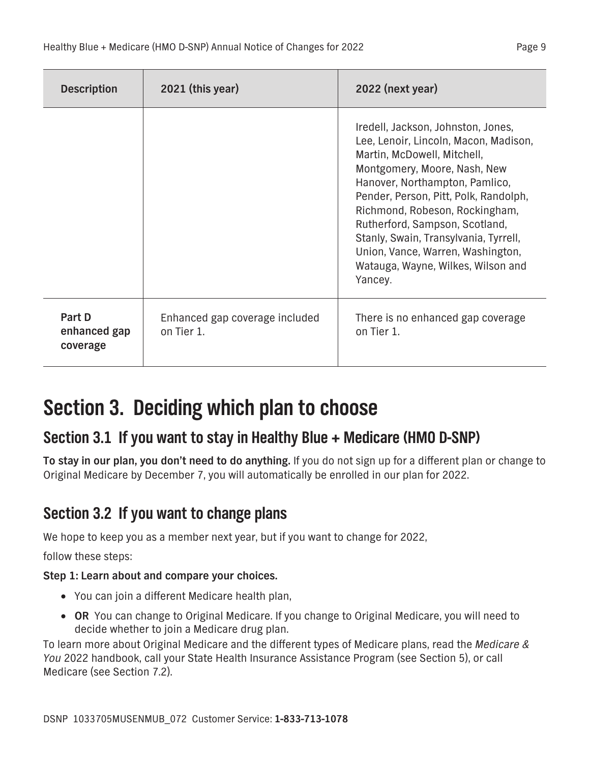| Description | 2021 (this year) | 2022 (next year) |
|---|---|---|
| | | Iredell, Jackson, Johnston, Jones, Lee, Lenoir, Lincoln, Macon, Madison, Martin, McDowell, Mitchell, Montgomery, Moore, Nash, New Hanover, Northampton, Pamlico, Pender, Person, Pitt, Polk, Randolph, Richmond, Robeson, Rockingham, Rutherford, Sampson, Scotland, Stanly, Swain, Transylvania, Tyrrell, Union, Vance, Warren, Washington, Watauga, Wayne, Wilkes, Wilson and Yancey. |
| **Part D enhanced gap coverage** | Enhanced gap coverage included on Tier 1. | There is no enhanced gap coverage on Tier 1. |

# Section 3. Deciding which plan to choose

## Section 3.1 If you want to stay in Healthy Blue + Medicare (HMO D-SNP)

**To stay in our plan, you don't need to do anything.** If you do not sign up for a different plan or change to Original Medicare by December 7, you will automatically be enrolled in our plan for 2022.

## Section 3.2 If you want to change plans

We hope to keep you as a member next year, but if you want to change for 2022,

follow these steps:

**Step 1: Learn about and compare your choices.**

- You can join a different Medicare health plan,
- **OR** You can change to Original Medicare. If you change to Original Medicare, you will need to decide whether to join a Medicare drug plan.

To learn more about Original Medicare and the different types of Medicare plans, read the *Medicare & You* 2022 handbook, call your State Health Insurance Assistance Program (see Section 5), or call Medicare (see Section 7.2).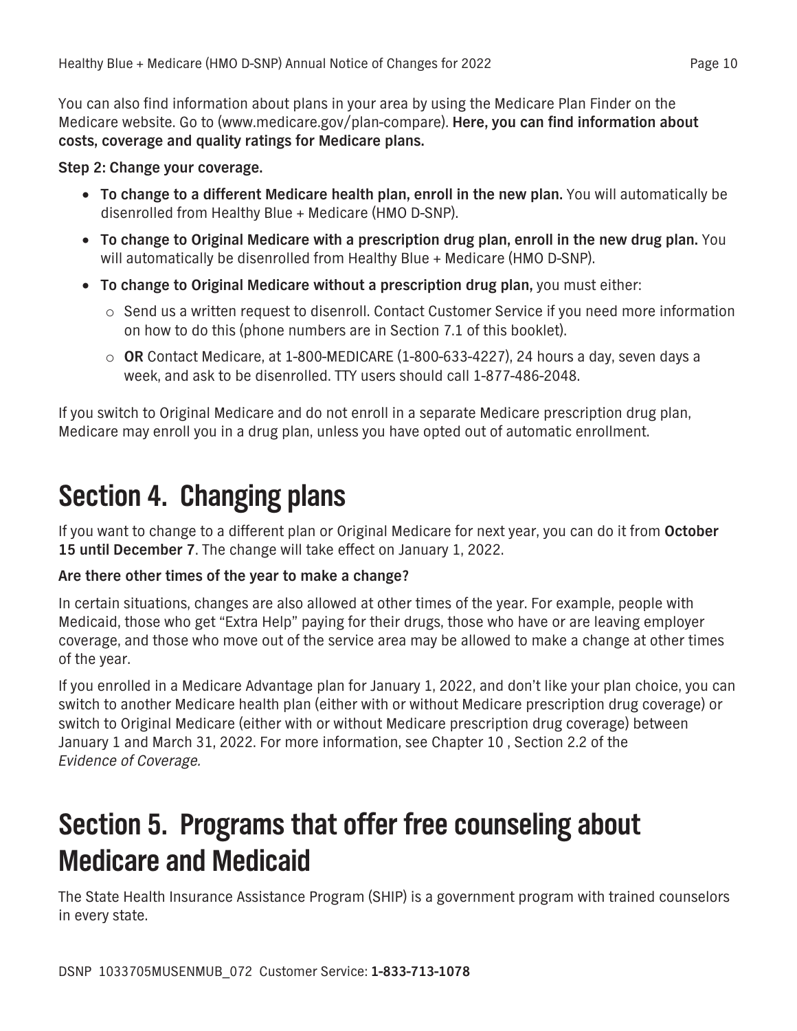You can also find information about plans in your area by using the Medicare Plan Finder on the Medicare website. Go to (www.medicare.gov/plan-compare). **Here, you can find information about costs, coverage and quality ratings for Medicare plans.**

**Step 2: Change your coverage.**

- **To change to a different Medicare health plan, enroll in the new plan.** You will automatically be disenrolled from Healthy Blue + Medicare (HMO D-SNP).
- **To change to Original Medicare with a prescription drug plan, enroll in the new drug plan.** You will automatically be disenrolled from Healthy Blue + Medicare (HMO D-SNP).
- **To change to Original Medicare without a prescription drug plan,** you must either:
  - Send us a written request to disenroll. Contact Customer Service if you need more information on how to do this (phone numbers are in Section 7.1 of this booklet).
  - **OR** Contact Medicare, at 1-800-MEDICARE (1-800-633-4227), 24 hours a day, seven days a week, and ask to be disenrolled. TTY users should call 1-877-486-2048.

If you switch to Original Medicare and do not enroll in a separate Medicare prescription drug plan, Medicare may enroll you in a drug plan, unless you have opted out of automatic enrollment.

# Section 4. Changing plans

If you want to change to a different plan or Original Medicare for next year, you can do it from **October 15 until December 7**. The change will take effect on January 1, 2022.

**Are there other times of the year to make a change?**

In certain situations, changes are also allowed at other times of the year. For example, people with Medicaid, those who get "Extra Help" paying for their drugs, those who have or are leaving employer coverage, and those who move out of the service area may be allowed to make a change at other times of the year.

If you enrolled in a Medicare Advantage plan for January 1, 2022, and don't like your plan choice, you can switch to another Medicare health plan (either with or without Medicare prescription drug coverage) or switch to Original Medicare (either with or without Medicare prescription drug coverage) between January 1 and March 31, 2022. For more information, see Chapter 10 , Section 2.2 of the *Evidence of Coverage.*

# Section 5. Programs that offer free counseling about Medicare and Medicaid

The State Health Insurance Assistance Program (SHIP) is a government program with trained counselors in every state.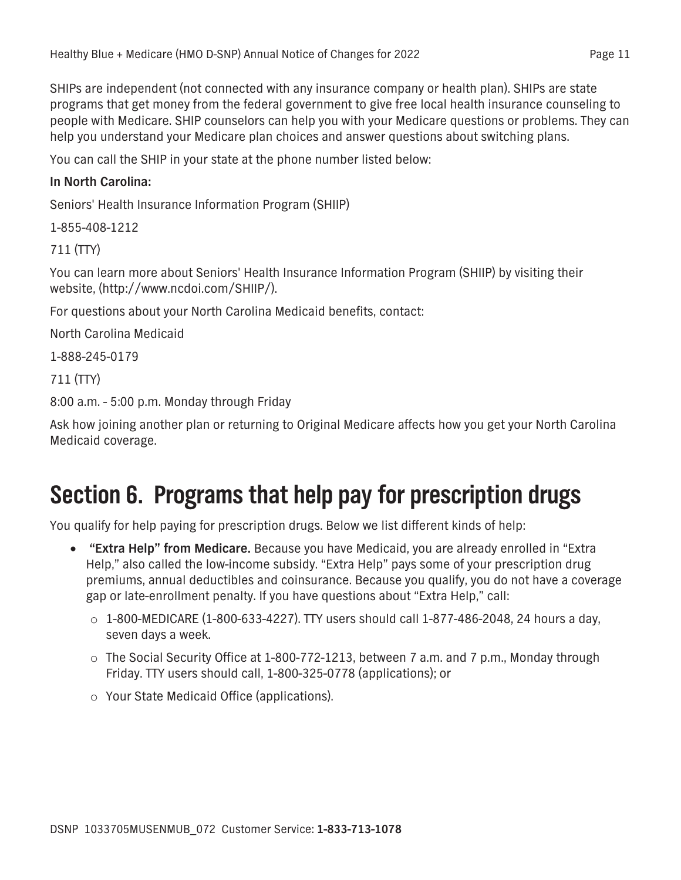SHIPs are independent (not connected with any insurance company or health plan). SHIPs are state programs that get money from the federal government to give free local health insurance counseling to people with Medicare. SHIP counselors can help you with your Medicare questions or problems. They can help you understand your Medicare plan choices and answer questions about switching plans.

You can call the SHIP in your state at the phone number listed below:

**In North Carolina:**

Seniors' Health Insurance Information Program (SHIIP)

1-855-408-1212

711 (TTY)

You can learn more about Seniors' Health Insurance Information Program (SHIIP) by visiting their website, (http://www.ncdoi.com/SHIIP/).

For questions about your North Carolina Medicaid benefits, contact:

North Carolina Medicaid

1-888-245-0179

711 (TTY)

8:00 a.m. - 5:00 p.m. Monday through Friday

Ask how joining another plan or returning to Original Medicare affects how you get your North Carolina Medicaid coverage.

# Section 6. Programs that help pay for prescription drugs

You qualify for help paying for prescription drugs. Below we list different kinds of help:

- **"Extra Help" from Medicare.** Because you have Medicaid, you are already enrolled in "Extra Help," also called the low-income subsidy. "Extra Help" pays some of your prescription drug premiums, annual deductibles and coinsurance. Because you qualify, you do not have a coverage gap or late-enrollment penalty. If you have questions about "Extra Help," call:
  - 1-800-MEDICARE (1-800-633-4227). TTY users should call 1-877-486-2048, 24 hours a day, seven days a week.
  - The Social Security Office at 1-800-772-1213, between 7 a.m. and 7 p.m., Monday through Friday. TTY users should call, 1-800-325-0778 (applications); or
  - Your State Medicaid Office (applications).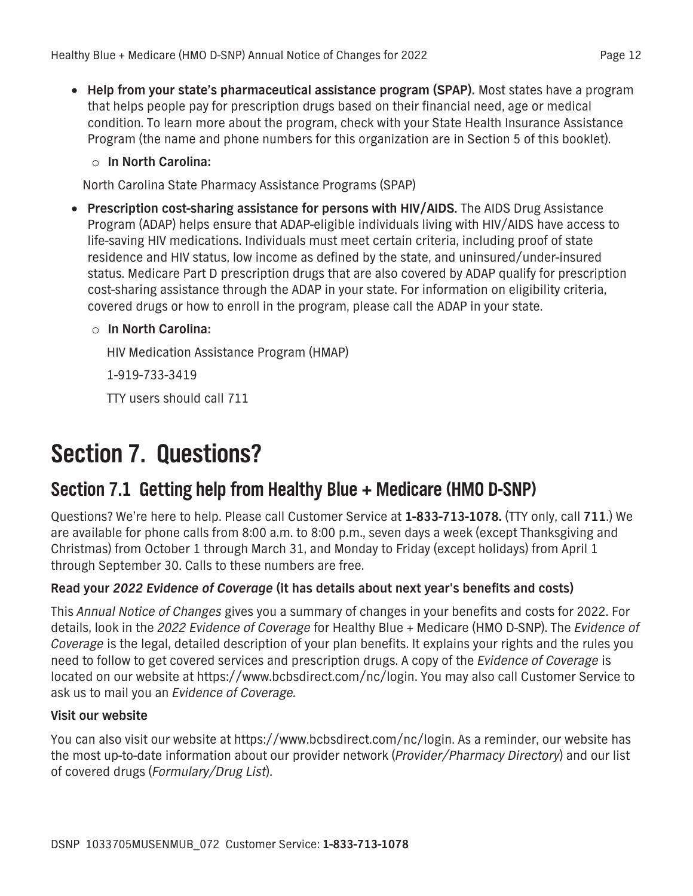- **Help from your state's pharmaceutical assistance program (SPAP).** Most states have a program that helps people pay for prescription drugs based on their financial need, age or medical condition. To learn more about the program, check with your State Health Insurance Assistance Program (the name and phone numbers for this organization are in Section 5 of this booklet).
  - **In North Carolina:**

  North Carolina State Pharmacy Assistance Programs (SPAP)

- **Prescription cost-sharing assistance for persons with HIV/AIDS.** The AIDS Drug Assistance Program (ADAP) helps ensure that ADAP-eligible individuals living with HIV/AIDS have access to life-saving HIV medications. Individuals must meet certain criteria, including proof of state residence and HIV status, low income as defined by the state, and uninsured/under-insured status. Medicare Part D prescription drugs that are also covered by ADAP qualify for prescription cost-sharing assistance through the ADAP in your state. For information on eligibility criteria, covered drugs or how to enroll in the program, please call the ADAP in your state.
  - **In North Carolina:**

    HIV Medication Assistance Program (HMAP)

    1-919-733-3419

    TTY users should call 711

# Section 7. Questions?

## Section 7.1 Getting help from Healthy Blue + Medicare (HMO D-SNP)

Questions? We're here to help. Please call Customer Service at **1-833-713-1078.** (TTY only, call **711**.) We are available for phone calls from 8:00 a.m. to 8:00 p.m., seven days a week (except Thanksgiving and Christmas) from October 1 through March 31, and Monday to Friday (except holidays) from April 1 through September 30. Calls to these numbers are free.

**Read your *2022 Evidence of Coverage* (it has details about next year's benefits and costs)**

This *Annual Notice of Changes* gives you a summary of changes in your benefits and costs for 2022. For details, look in the *2022 Evidence of Coverage* for Healthy Blue + Medicare (HMO D-SNP). The *Evidence of Coverage* is the legal, detailed description of your plan benefits. It explains your rights and the rules you need to follow to get covered services and prescription drugs. A copy of the *Evidence of Coverage* is located on our website at https://www.bcbsdirect.com/nc/login. You may also call Customer Service to ask us to mail you an *Evidence of Coverage.*

**Visit our website**

You can also visit our website at https://www.bcbsdirect.com/nc/login. As a reminder, our website has the most up-to-date information about our provider network (*Provider/Pharmacy Directory*) and our list of covered drugs (*Formulary/Drug List*).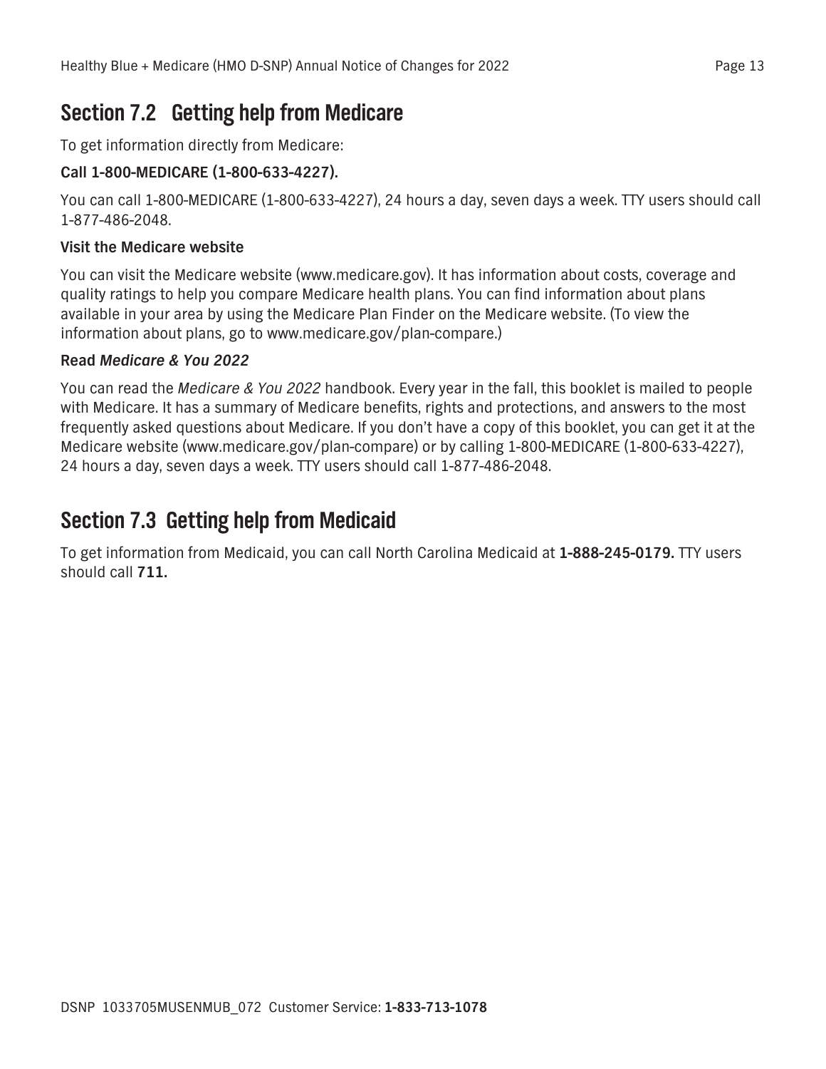## Section 7.2 Getting help from Medicare

To get information directly from Medicare:

**Call 1-800-MEDICARE (1-800-633-4227).**

You can call 1-800-MEDICARE (1-800-633-4227), 24 hours a day, seven days a week. TTY users should call 1-877-486-2048.

**Visit the Medicare website**

You can visit the Medicare website (www.medicare.gov). It has information about costs, coverage and quality ratings to help you compare Medicare health plans. You can find information about plans available in your area by using the Medicare Plan Finder on the Medicare website. (To view the information about plans, go to www.medicare.gov/plan-compare.)

**Read *Medicare & You 2022***

You can read the *Medicare & You 2022* handbook. Every year in the fall, this booklet is mailed to people with Medicare. It has a summary of Medicare benefits, rights and protections, and answers to the most frequently asked questions about Medicare. If you don't have a copy of this booklet, you can get it at the Medicare website (www.medicare.gov/plan-compare) or by calling 1-800-MEDICARE (1-800-633-4227), 24 hours a day, seven days a week. TTY users should call 1-877-486-2048.

## Section 7.3 Getting help from Medicaid

To get information from Medicaid, you can call North Carolina Medicaid at **1-888-245-0179.** TTY users should call **711.**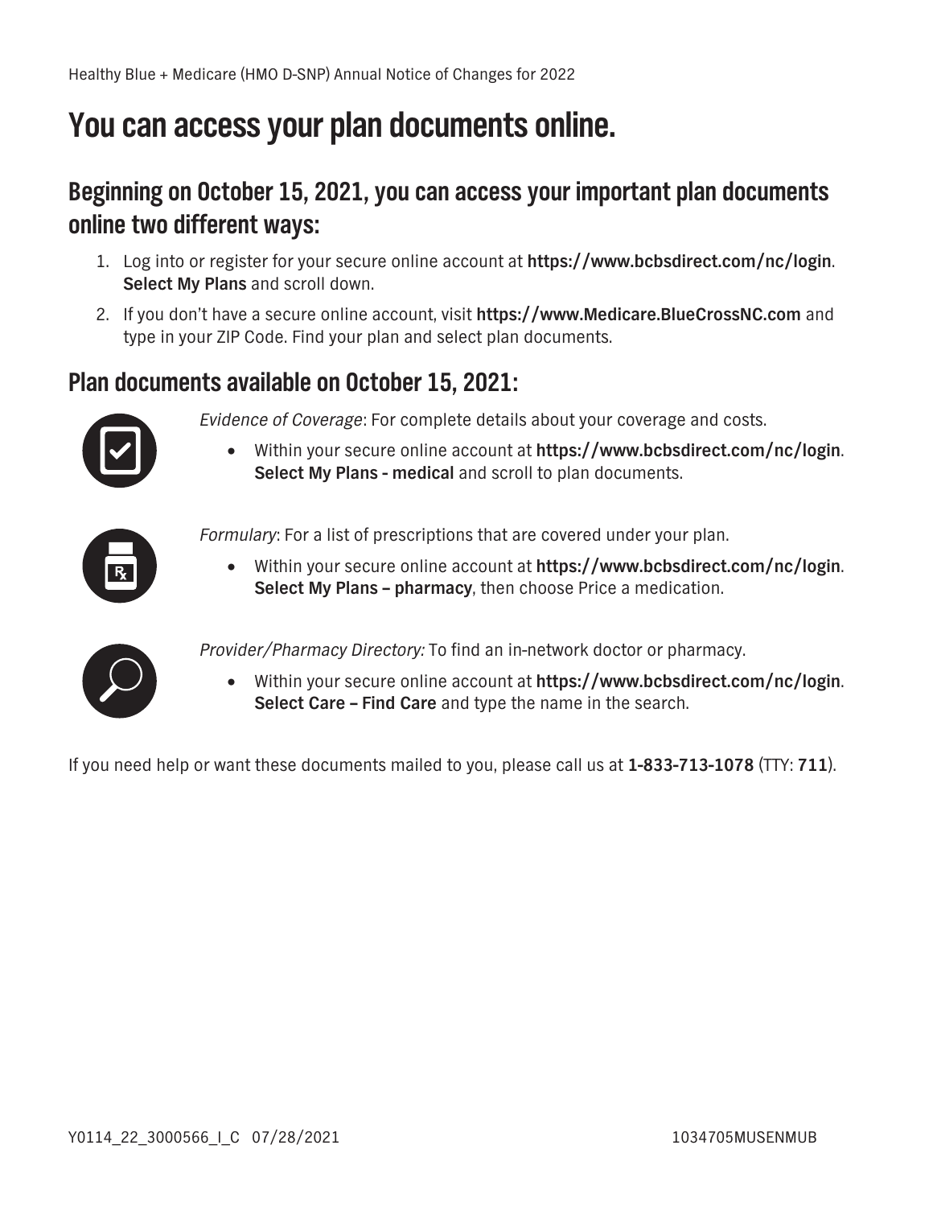# You can access your plan documents online.

## Beginning on October 15, 2021, you can access your important plan documents online two different ways:

1. Log into or register for your secure online account at **https://www.bcbsdirect.com/nc/login**. **Select My Plans** and scroll down.
2. If you don't have a secure online account, visit **https://www.Medicare.BlueCrossNC.com** and type in your ZIP Code. Find your plan and select plan documents.

## Plan documents available on October 15, 2021:

*Evidence of Coverage*: For complete details about your coverage and costs.

- Within your secure online account at **https://www.bcbsdirect.com/nc/login**. **Select My Plans - medical** and scroll to plan documents.

*Formulary*: For a list of prescriptions that are covered under your plan.

- Within your secure online account at **https://www.bcbsdirect.com/nc/login**. **Select My Plans – pharmacy**, then choose Price a medication.

*Provider/Pharmacy Directory:* To find an in-network doctor or pharmacy.

- Within your secure online account at **https://www.bcbsdirect.com/nc/login**. **Select Care – Find Care** and type the name in the search.

If you need help or want these documents mailed to you, please call us at **1-833-713-1078** (TTY: **711**).

Y0114_22_3000566_I_C 07/28/2021 1034705MUSENMUB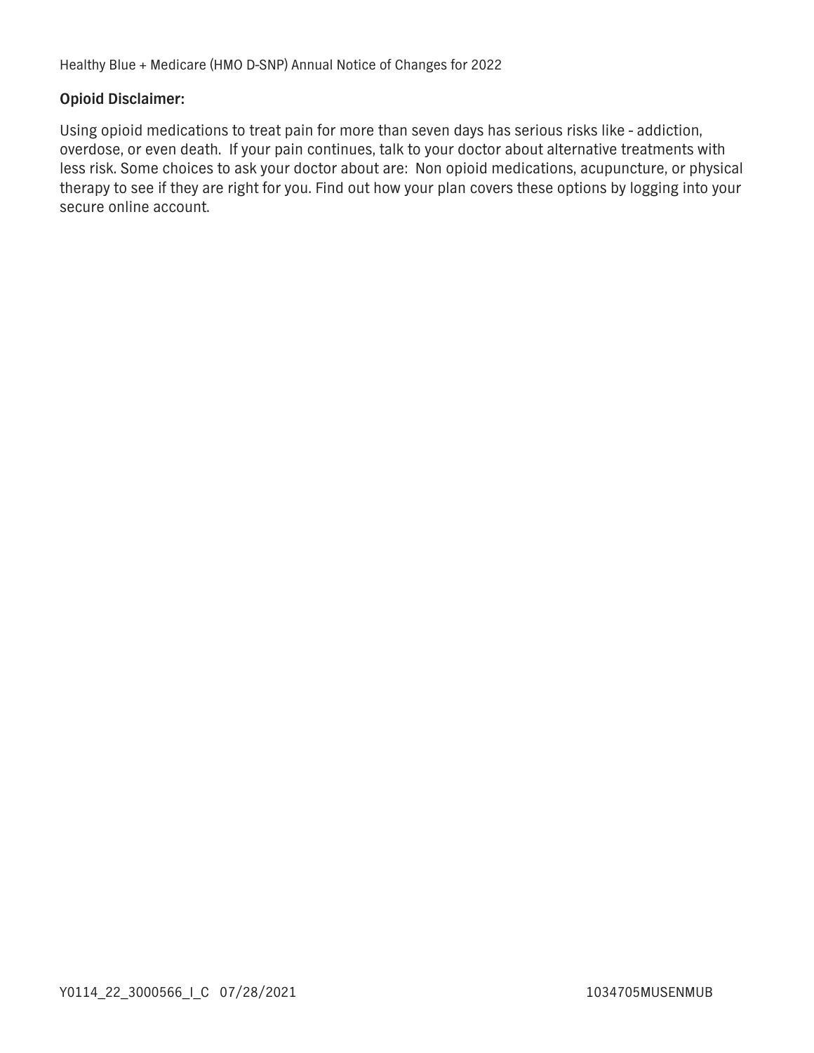**Opioid Disclaimer:**

Using opioid medications to treat pain for more than seven days has serious risks like - addiction, overdose, or even death. If your pain continues, talk to your doctor about alternative treatments with less risk. Some choices to ask your doctor about are: Non opioid medications, acupuncture, or physical therapy to see if they are right for you. Find out how your plan covers these options by logging into your secure online account.

Y0114_22_3000566_I_C 07/28/2021 1034705MUSENMUB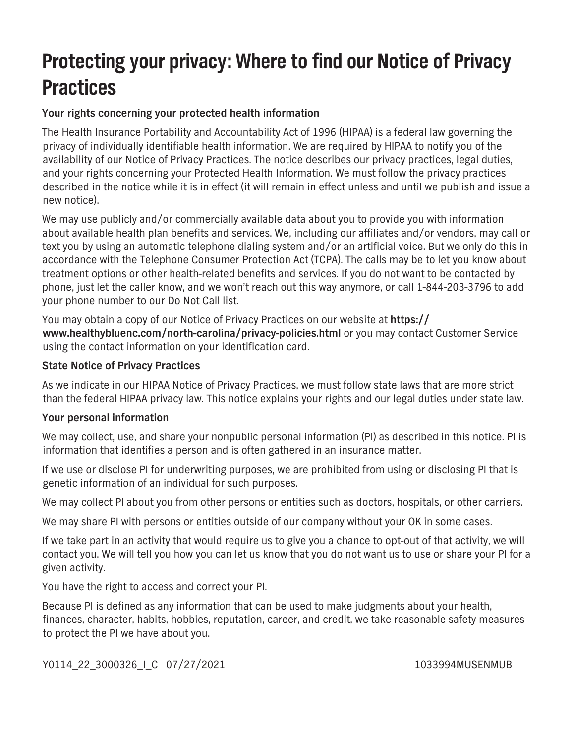# Protecting your privacy: Where to find our Notice of Privacy Practices

**Your rights concerning your protected health information**

The Health Insurance Portability and Accountability Act of 1996 (HIPAA) is a federal law governing the privacy of individually identifiable health information. We are required by HIPAA to notify you of the availability of our Notice of Privacy Practices. The notice describes our privacy practices, legal duties, and your rights concerning your Protected Health Information. We must follow the privacy practices described in the notice while it is in effect (it will remain in effect unless and until we publish and issue a new notice).

We may use publicly and/or commercially available data about you to provide you with information about available health plan benefits and services. We, including our affiliates and/or vendors, may call or text you by using an automatic telephone dialing system and/or an artificial voice. But we only do this in accordance with the Telephone Consumer Protection Act (TCPA). The calls may be to let you know about treatment options or other health-related benefits and services. If you do not want to be contacted by phone, just let the caller know, and we won't reach out this way anymore, or call 1-844-203-3796 to add your phone number to our Do Not Call list.

You may obtain a copy of our Notice of Privacy Practices on our website at **https://www.healthybluenc.com/north-carolina/privacy-policies.html** or you may contact Customer Service using the contact information on your identification card.

**State Notice of Privacy Practices**

As we indicate in our HIPAA Notice of Privacy Practices, we must follow state laws that are more strict than the federal HIPAA privacy law. This notice explains your rights and our legal duties under state law.

**Your personal information**

We may collect, use, and share your nonpublic personal information (PI) as described in this notice. PI is information that identifies a person and is often gathered in an insurance matter.

If we use or disclose PI for underwriting purposes, we are prohibited from using or disclosing PI that is genetic information of an individual for such purposes.

We may collect PI about you from other persons or entities such as doctors, hospitals, or other carriers.

We may share PI with persons or entities outside of our company without your OK in some cases.

If we take part in an activity that would require us to give you a chance to opt-out of that activity, we will contact you. We will tell you how you can let us know that you do not want us to use or share your PI for a given activity.

You have the right to access and correct your PI.

Because PI is defined as any information that can be used to make judgments about your health, finances, character, habits, hobbies, reputation, career, and credit, we take reasonable safety measures to protect the PI we have about you.

Y0114_22_3000326_I_C 07/27/2021 1033994MUSENMUB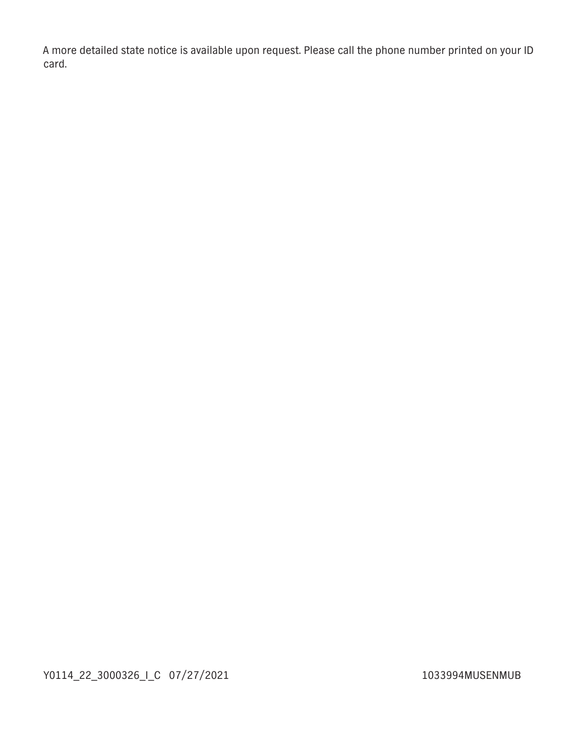A more detailed state notice is available upon request. Please call the phone number printed on your ID card.

Y0114_22_3000326_I_C 07/27/2021 1033994MUSENMUB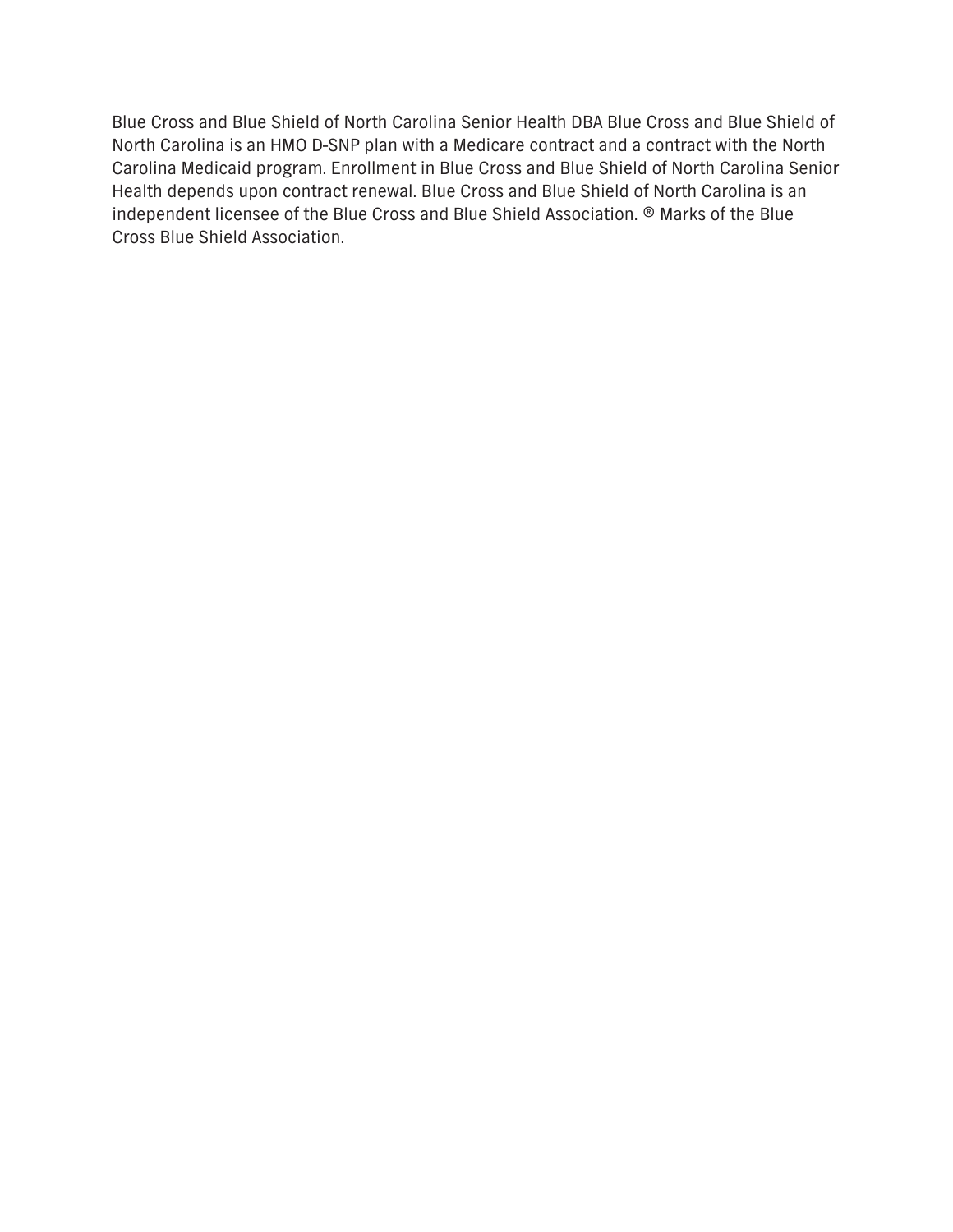Blue Cross and Blue Shield of North Carolina Senior Health DBA Blue Cross and Blue Shield of North Carolina is an HMO D-SNP plan with a Medicare contract and a contract with the North Carolina Medicaid program. Enrollment in Blue Cross and Blue Shield of North Carolina Senior Health depends upon contract renewal. Blue Cross and Blue Shield of North Carolina is an independent licensee of the Blue Cross and Blue Shield Association. ® Marks of the Blue Cross Blue Shield Association.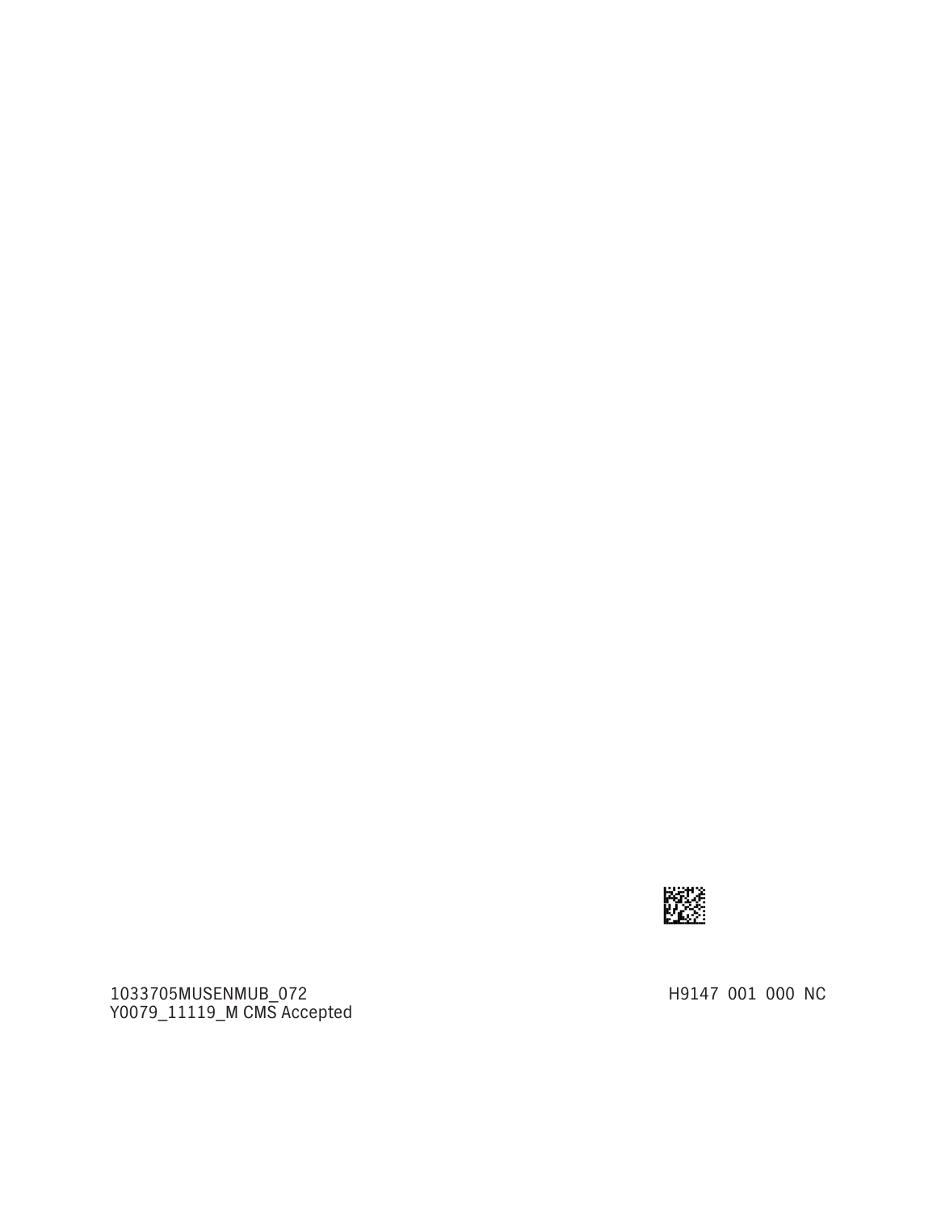1033705MUSENMUB_072
Y0079_11119_M CMS Accepted

H9147 001 000 NC